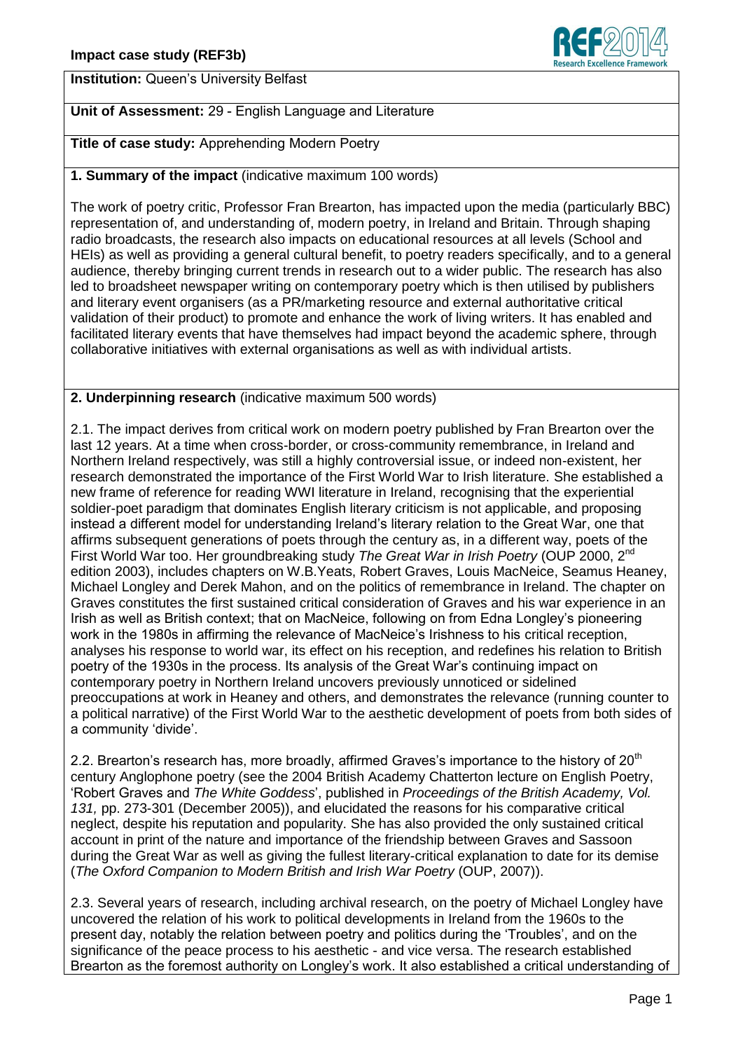**Institution:** Queen's University Belfast

**Unit of Assessment:** 29 - English Language and Literature

**Title of case study:** Apprehending Modern Poetry

**1. Summary of the impact** (indicative maximum 100 words)

The work of poetry critic, Professor Fran Brearton, has impacted upon the media (particularly BBC) representation of, and understanding of, modern poetry, in Ireland and Britain. Through shaping radio broadcasts, the research also impacts on educational resources at all levels (School and HEIs) as well as providing a general cultural benefit, to poetry readers specifically, and to a general audience, thereby bringing current trends in research out to a wider public. The research has also led to broadsheet newspaper writing on contemporary poetry which is then utilised by publishers and literary event organisers (as a PR/marketing resource and external authoritative critical validation of their product) to promote and enhance the work of living writers. It has enabled and facilitated literary events that have themselves had impact beyond the academic sphere, through collaborative initiatives with external organisations as well as with individual artists.

**2. Underpinning research** (indicative maximum 500 words)

2.1. The impact derives from critical work on modern poetry published by Fran Brearton over the last 12 years. At a time when cross-border, or cross-community remembrance, in Ireland and Northern Ireland respectively, was still a highly controversial issue, or indeed non-existent, her research demonstrated the importance of the First World War to Irish literature. She established a new frame of reference for reading WWI literature in Ireland, recognising that the experiential soldier-poet paradigm that dominates English literary criticism is not applicable, and proposing instead a different model for understanding Ireland's literary relation to the Great War, one that affirms subsequent generations of poets through the century as, in a different way, poets of the First World War too. Her groundbreaking study *The Great War in Irish Poetry* (OUP 2000, 2nd edition 2003), includes chapters on W.B.Yeats, Robert Graves, Louis MacNeice, Seamus Heaney, Michael Longley and Derek Mahon, and on the politics of remembrance in Ireland. The chapter on Graves constitutes the first sustained critical consideration of Graves and his war experience in an Irish as well as British context; that on MacNeice, following on from Edna Longley's pioneering work in the 1980s in affirming the relevance of MacNeice's Irishness to his critical reception, analyses his response to world war, its effect on his reception, and redefines his relation to British poetry of the 1930s in the process. Its analysis of the Great War's continuing impact on contemporary poetry in Northern Ireland uncovers previously unnoticed or sidelined preoccupations at work in Heaney and others, and demonstrates the relevance (running counter to a political narrative) of the First World War to the aesthetic development of poets from both sides of a community 'divide'.

2.2. Brearton's research has, more broadly, affirmed Graves's importance to the history of 20th century Anglophone poetry (see the 2004 British Academy Chatterton lecture on English Poetry, 'Robert Graves and *The White Goddess*', published in *Proceedings of the British Academy, Vol. 131,* pp. 273-301 (December 2005)), and elucidated the reasons for his comparative critical neglect, despite his reputation and popularity. She has also provided the only sustained critical account in print of the nature and importance of the friendship between Graves and Sassoon during the Great War as well as giving the fullest literary-critical explanation to date for its demise (*The Oxford Companion to Modern British and Irish War Poetry* (OUP, 2007)).

2.3. Several years of research, including archival research, on the poetry of Michael Longley have uncovered the relation of his work to political developments in Ireland from the 1960s to the present day, notably the relation between poetry and politics during the 'Troubles', and on the significance of the peace process to his aesthetic - and vice versa. The research established Brearton as the foremost authority on Longley's work. It also established a critical understanding of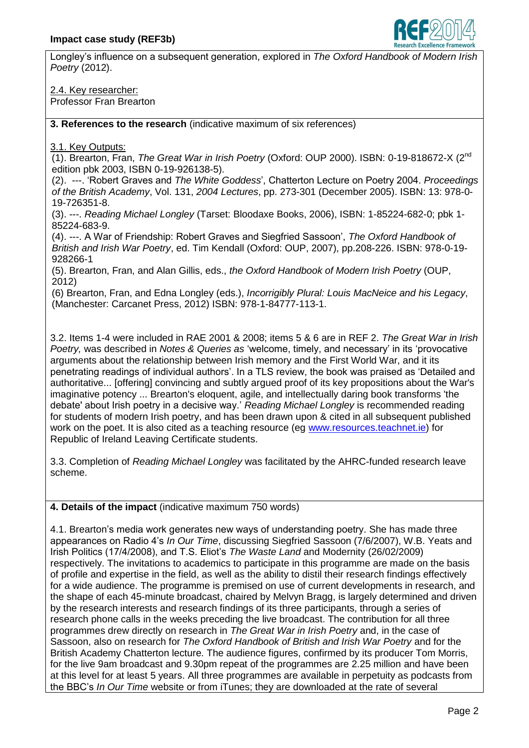Longley's influence on a subsequent generation, explored in *The Oxford Handbook of Modern Irish Poetry* (2012).

2.4. Key researcher:
Professor Fran Brearton

**3. References to the research** (indicative maximum of six references)

3.1. Key Outputs:
(1). Brearton, Fran, *The Great War in Irish Poetry* (Oxford: OUP 2000). ISBN: 0-19-818672-X (2nd edition pbk 2003, ISBN 0-19-926138-5).
(2). ---. 'Robert Graves and *The White Goddess*', Chatterton Lecture on Poetry 2004. *Proceedings of the British Academy*, Vol. 131, *2004 Lectures*, pp. 273-301 (December 2005). ISBN: 13: 978-0-19-726351-8.
(3). ---. *Reading Michael Longley* (Tarset: Bloodaxe Books, 2006), ISBN: 1-85224-682-0; pbk 1-85224-683-9.
(4). ---. A War of Friendship: Robert Graves and Siegfried Sassoon', *The Oxford Handbook of British and Irish War Poetry*, ed. Tim Kendall (Oxford: OUP, 2007), pp.208-226. ISBN: 978-0-19-928266-1
(5). Brearton, Fran, and Alan Gillis, eds., *the Oxford Handbook of Modern Irish Poetry* (OUP, 2012)
(6) Brearton, Fran, and Edna Longley (eds.), *Incorrigibly Plural: Louis MacNeice and his Legacy*, (Manchester: Carcanet Press, 2012) ISBN: 978-1-84777-113-1.

3.2. Items 1-4 were included in RAE 2001 & 2008; items 5 & 6 are in REF 2. *The Great War in Irish Poetry,* was described in *Notes & Queries as* 'welcome, timely, and necessary' in its 'provocative arguments about the relationship between Irish memory and the First World War, and it its penetrating readings of individual authors'. In a TLS review, the book was praised as 'Detailed and authoritative... [offering] convincing and subtly argued proof of its key propositions about the War's imaginative potency ... Brearton's eloquent, agile, and intellectually daring book transforms 'the debate' about Irish poetry in a decisive way.' *Reading Michael Longley* is recommended reading for students of modern Irish poetry, and has been drawn upon & cited in all subsequent published work on the poet. It is also cited as a teaching resource (eg www.resources.teachnet.ie) for Republic of Ireland Leaving Certificate students.

3.3. Completion of *Reading Michael Longley* was facilitated by the AHRC-funded research leave scheme.

**4. Details of the impact** (indicative maximum 750 words)

4.1. Brearton's media work generates new ways of understanding poetry. She has made three appearances on Radio 4's *In Our Time*, discussing Siegfried Sassoon (7/6/2007), W.B. Yeats and Irish Politics (17/4/2008), and T.S. Eliot's *The Waste Land* and Modernity (26/02/2009) respectively. The invitations to academics to participate in this programme are made on the basis of profile and expertise in the field, as well as the ability to distil their research findings effectively for a wide audience. The programme is premised on use of current developments in research, and the shape of each 45-minute broadcast, chaired by Melvyn Bragg, is largely determined and driven by the research interests and research findings of its three participants, through a series of research phone calls in the weeks preceding the live broadcast. The contribution for all three programmes drew directly on research in *The Great War in Irish Poetry* and, in the case of Sassoon, also on research for *The Oxford Handbook of British and Irish War Poetry* and for the British Academy Chatterton lecture. The audience figures, confirmed by its producer Tom Morris, for the live 9am broadcast and 9.30pm repeat of the programmes are 2.25 million and have been at this level for at least 5 years. All three programmes are available in perpetuity as podcasts from the BBC's *In Our Time* website or from iTunes; they are downloaded at the rate of several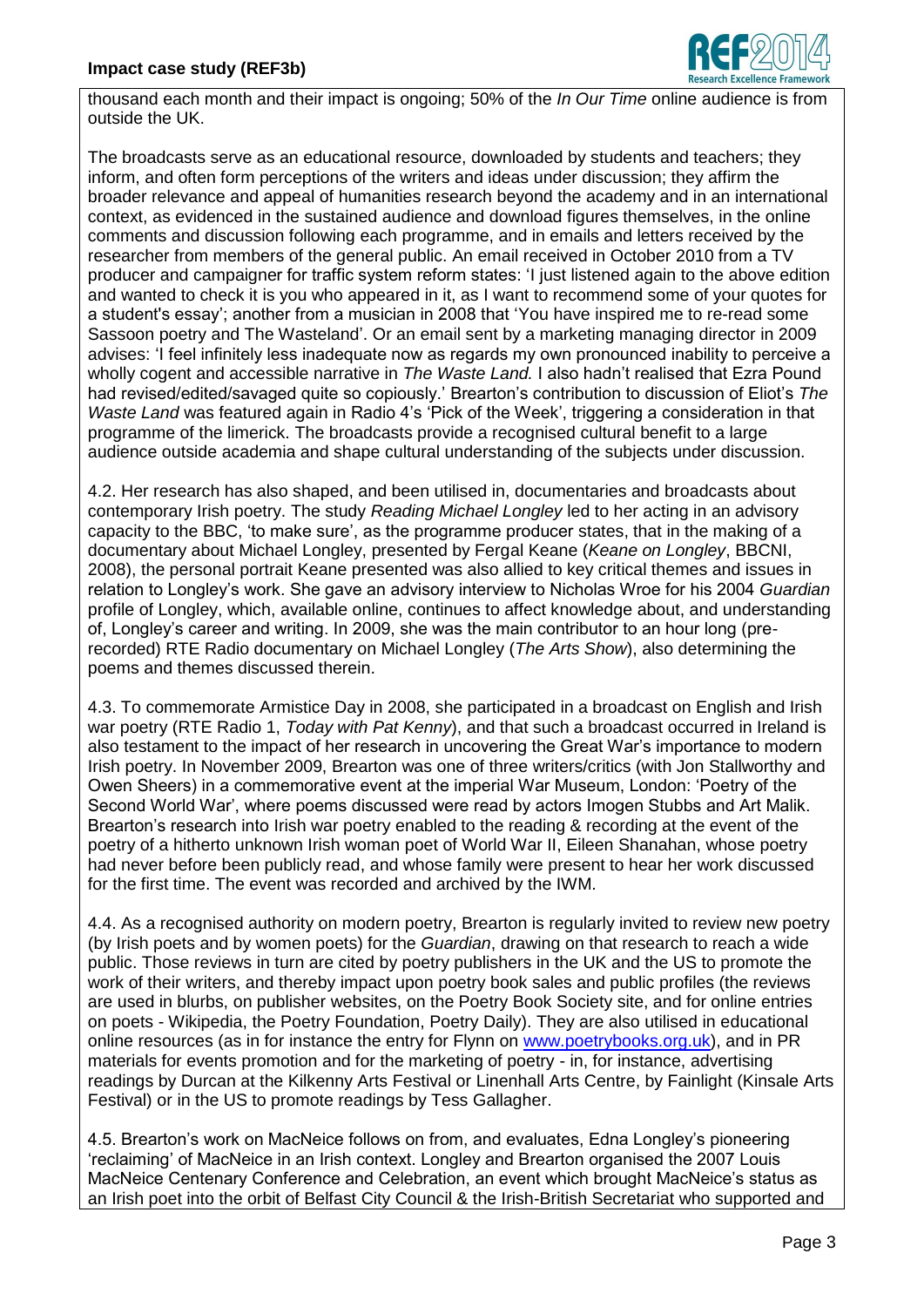thousand each month and their impact is ongoing; 50% of the *In Our Time* online audience is from outside the UK.

The broadcasts serve as an educational resource, downloaded by students and teachers; they inform, and often form perceptions of the writers and ideas under discussion; they affirm the broader relevance and appeal of humanities research beyond the academy and in an international context, as evidenced in the sustained audience and download figures themselves, in the online comments and discussion following each programme, and in emails and letters received by the researcher from members of the general public. An email received in October 2010 from a TV producer and campaigner for traffic system reform states: 'I just listened again to the above edition and wanted to check it is you who appeared in it, as I want to recommend some of your quotes for a student's essay'; another from a musician in 2008 that 'You have inspired me to re-read some Sassoon poetry and The Wasteland'. Or an email sent by a marketing managing director in 2009 advises: 'I feel infinitely less inadequate now as regards my own pronounced inability to perceive a wholly cogent and accessible narrative in *The Waste Land.* I also hadn't realised that Ezra Pound had revised/edited/savaged quite so copiously.' Brearton's contribution to discussion of Eliot's *The Waste Land* was featured again in Radio 4's 'Pick of the Week', triggering a consideration in that programme of the limerick. The broadcasts provide a recognised cultural benefit to a large audience outside academia and shape cultural understanding of the subjects under discussion.

4.2. Her research has also shaped, and been utilised in, documentaries and broadcasts about contemporary Irish poetry. The study *Reading Michael Longley* led to her acting in an advisory capacity to the BBC, 'to make sure', as the programme producer states, that in the making of a documentary about Michael Longley, presented by Fergal Keane (*Keane on Longley*, BBCNI, 2008), the personal portrait Keane presented was also allied to key critical themes and issues in relation to Longley's work. She gave an advisory interview to Nicholas Wroe for his 2004 *Guardian* profile of Longley, which, available online, continues to affect knowledge about, and understanding of, Longley's career and writing. In 2009, she was the main contributor to an hour long (pre-recorded) RTE Radio documentary on Michael Longley (*The Arts Show*), also determining the poems and themes discussed therein.

4.3. To commemorate Armistice Day in 2008, she participated in a broadcast on English and Irish war poetry (RTE Radio 1, *Today with Pat Kenny*), and that such a broadcast occurred in Ireland is also testament to the impact of her research in uncovering the Great War's importance to modern Irish poetry. In November 2009, Brearton was one of three writers/critics (with Jon Stallworthy and Owen Sheers) in a commemorative event at the imperial War Museum, London: 'Poetry of the Second World War', where poems discussed were read by actors Imogen Stubbs and Art Malik. Brearton's research into Irish war poetry enabled to the reading & recording at the event of the poetry of a hitherto unknown Irish woman poet of World War II, Eileen Shanahan, whose poetry had never before been publicly read, and whose family were present to hear her work discussed for the first time. The event was recorded and archived by the IWM.

4.4. As a recognised authority on modern poetry, Brearton is regularly invited to review new poetry (by Irish poets and by women poets) for the *Guardian*, drawing on that research to reach a wide public. Those reviews in turn are cited by poetry publishers in the UK and the US to promote the work of their writers, and thereby impact upon poetry book sales and public profiles (the reviews are used in blurbs, on publisher websites, on the Poetry Book Society site, and for online entries on poets - Wikipedia, the Poetry Foundation, Poetry Daily). They are also utilised in educational online resources (as in for instance the entry for Flynn on www.poetrybooks.org.uk), and in PR materials for events promotion and for the marketing of poetry - in, for instance, advertising readings by Durcan at the Kilkenny Arts Festival or Linenhall Arts Centre, by Fainlight (Kinsale Arts Festival) or in the US to promote readings by Tess Gallagher.

4.5. Brearton's work on MacNeice follows on from, and evaluates, Edna Longley's pioneering 'reclaiming' of MacNeice in an Irish context. Longley and Brearton organised the 2007 Louis MacNeice Centenary Conference and Celebration, an event which brought MacNeice's status as an Irish poet into the orbit of Belfast City Council & the Irish-British Secretariat who supported and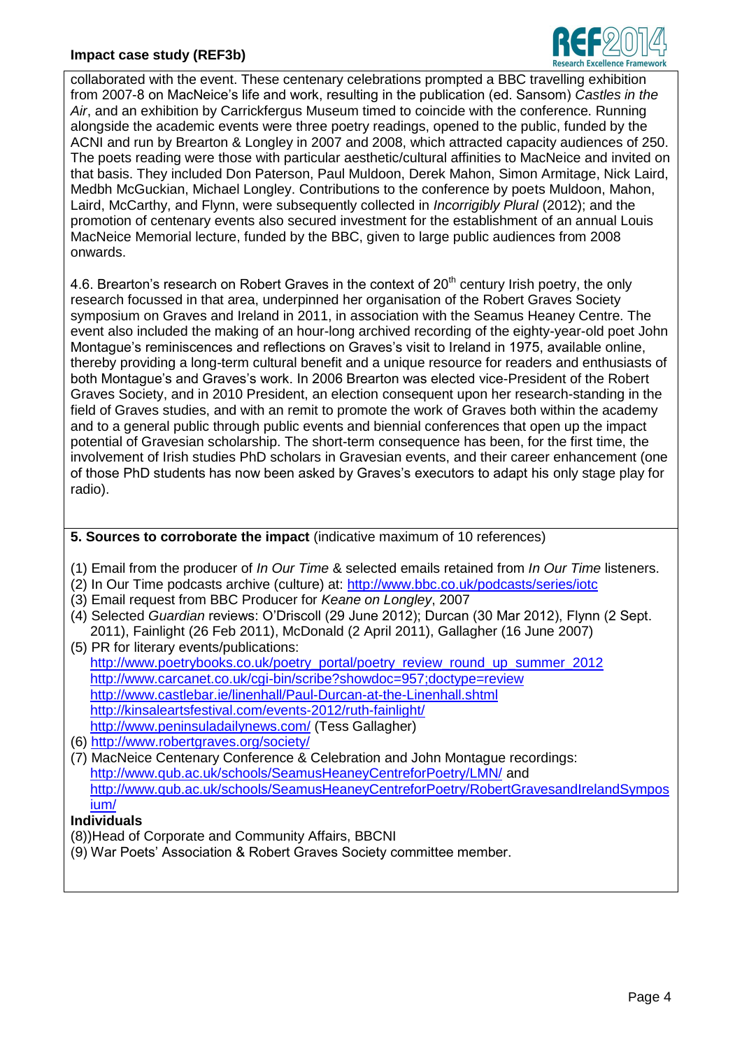collaborated with the event. These centenary celebrations prompted a BBC travelling exhibition from 2007-8 on MacNeice's life and work, resulting in the publication (ed. Sansom) *Castles in the Air*, and an exhibition by Carrickfergus Museum timed to coincide with the conference. Running alongside the academic events were three poetry readings, opened to the public, funded by the ACNI and run by Brearton & Longley in 2007 and 2008, which attracted capacity audiences of 250. The poets reading were those with particular aesthetic/cultural affinities to MacNeice and invited on that basis. They included Don Paterson, Paul Muldoon, Derek Mahon, Simon Armitage, Nick Laird, Medbh McGuckian, Michael Longley. Contributions to the conference by poets Muldoon, Mahon, Laird, McCarthy, and Flynn, were subsequently collected in *Incorrigibly Plural* (2012); and the promotion of centenary events also secured investment for the establishment of an annual Louis MacNeice Memorial lecture, funded by the BBC, given to large public audiences from 2008 onwards.

4.6. Brearton's research on Robert Graves in the context of 20th century Irish poetry, the only research focussed in that area, underpinned her organisation of the Robert Graves Society symposium on Graves and Ireland in 2011, in association with the Seamus Heaney Centre. The event also included the making of an hour-long archived recording of the eighty-year-old poet John Montague's reminiscences and reflections on Graves's visit to Ireland in 1975, available online, thereby providing a long-term cultural benefit and a unique resource for readers and enthusiasts of both Montague's and Graves's work. In 2006 Brearton was elected vice-President of the Robert Graves Society, and in 2010 President, an election consequent upon her research-standing in the field of Graves studies, and with an remit to promote the work of Graves both within the academy and to a general public through public events and biennial conferences that open up the impact potential of Gravesian scholarship. The short-term consequence has been, for the first time, the involvement of Irish studies PhD scholars in Gravesian events, and their career enhancement (one of those PhD students has now been asked by Graves's executors to adapt his only stage play for radio).

**5. Sources to corroborate the impact** (indicative maximum of 10 references)

(1) Email from the producer of *In Our Time* & selected emails retained from *In Our Time* listeners.
(2) In Our Time podcasts archive (culture) at: http://www.bbc.co.uk/podcasts/series/iotc
(3) Email request from BBC Producer for *Keane on Longley*, 2007
(4) Selected *Guardian* reviews: O'Driscoll (29 June 2012); Durcan (30 Mar 2012), Flynn (2 Sept. 2011), Fainlight (26 Feb 2011), McDonald (2 April 2011), Gallagher (16 June 2007)
(5) PR for literary events/publications:
http://www.poetrybooks.co.uk/poetry_portal/poetry_review_round_up_summer_2012
http://www.carcanet.co.uk/cgi-bin/scribe?showdoc=957;doctype=review
http://www.castlebar.ie/linenhall/Paul-Durcan-at-the-Linenhall.shtml
http://kinsaleartsfestival.com/events-2012/ruth-fainlight/
http://www.peninsuladailynews.com/ (Tess Gallagher)
(6) http://www.robertgraves.org/society/
(7) MacNeice Centenary Conference & Celebration and John Montague recordings:
http://www.qub.ac.uk/schools/SeamusHeaneyCentreforPoetry/LMN/ and
http://www.qub.ac.uk/schools/SeamusHeaneyCentreforPoetry/RobertGravesandIrelandSymposium/

**Individuals**

(8))Head of Corporate and Community Affairs, BBCNI
(9) War Poets' Association & Robert Graves Society committee member.